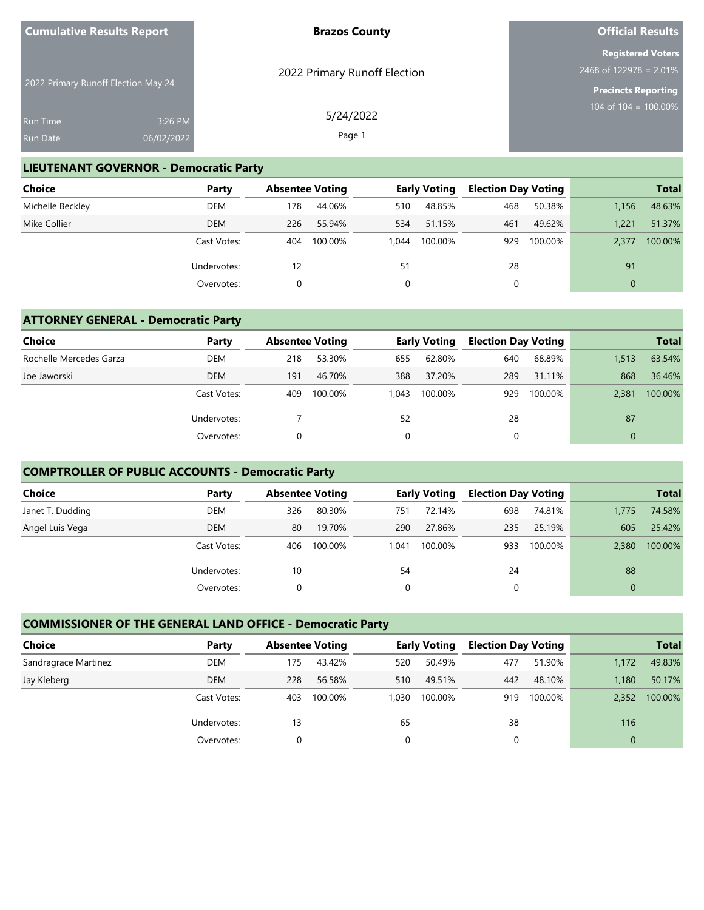**Cumulative Results Report**

2022 Primary Runoff Election May 24

Run Time 3:26 PM
Run Date 06/02/2022

**Brazos County**

2022 Primary Runoff Election

5/24/2022

**Official Results**

**Registered Voters**
2468 of 122978 = 2.01%

**Precincts Reporting**
104 of 104 = 100.00%

## LIEUTENANT GOVERNOR - Democratic Party

| Choice | Party | Absentee Voting | | Early Voting | | Election Day Voting | | Total | |
|---|---|---|---|---|---|---|---|---|---|
| Michelle Beckley | DEM | 178 | 44.06% | 510 | 48.85% | 468 | 50.38% | 1,156 | 48.63% |
| Mike Collier | DEM | 226 | 55.94% | 534 | 51.15% | 461 | 49.62% | 1,221 | 51.37% |
| | Cast Votes: | 404 | 100.00% | 1,044 | 100.00% | 929 | 100.00% | 2,377 | 100.00% |
| | Undervotes: | 12 | | 51 | | 28 | | 91 | |
| | Overvotes: | 0 | | 0 | | 0 | | 0 | |

## ATTORNEY GENERAL - Democratic Party

| Choice | Party | Absentee Voting | | Early Voting | | Election Day Voting | | Total | |
|---|---|---|---|---|---|---|---|---|---|
| Rochelle Mercedes Garza | DEM | 218 | 53.30% | 655 | 62.80% | 640 | 68.89% | 1,513 | 63.54% |
| Joe Jaworski | DEM | 191 | 46.70% | 388 | 37.20% | 289 | 31.11% | 868 | 36.46% |
| | Cast Votes: | 409 | 100.00% | 1,043 | 100.00% | 929 | 100.00% | 2,381 | 100.00% |
| | Undervotes: | 7 | | 52 | | 28 | | 87 | |
| | Overvotes: | 0 | | 0 | | 0 | | 0 | |

## COMPTROLLER OF PUBLIC ACCOUNTS - Democratic Party

| Choice | Party | Absentee Voting | | Early Voting | | Election Day Voting | | Total | |
|---|---|---|---|---|---|---|---|---|---|
| Janet T. Dudding | DEM | 326 | 80.30% | 751 | 72.14% | 698 | 74.81% | 1,775 | 74.58% |
| Angel Luis Vega | DEM | 80 | 19.70% | 290 | 27.86% | 235 | 25.19% | 605 | 25.42% |
| | Cast Votes: | 406 | 100.00% | 1,041 | 100.00% | 933 | 100.00% | 2,380 | 100.00% |
| | Undervotes: | 10 | | 54 | | 24 | | 88 | |
| | Overvotes: | 0 | | 0 | | 0 | | 0 | |

## COMMISSIONER OF THE GENERAL LAND OFFICE - Democratic Party

| Choice | Party | Absentee Voting | | Early Voting | | Election Day Voting | | Total | |
|---|---|---|---|---|---|---|---|---|---|
| Sandragrace Martinez | DEM | 175 | 43.42% | 520 | 50.49% | 477 | 51.90% | 1,172 | 49.83% |
| Jay Kleberg | DEM | 228 | 56.58% | 510 | 49.51% | 442 | 48.10% | 1,180 | 50.17% |
| | Cast Votes: | 403 | 100.00% | 1,030 | 100.00% | 919 | 100.00% | 2,352 | 100.00% |
| | Undervotes: | 13 | | 65 | | 38 | | 116 | |
| | Overvotes: | 0 | | 0 | | 0 | | 0 | |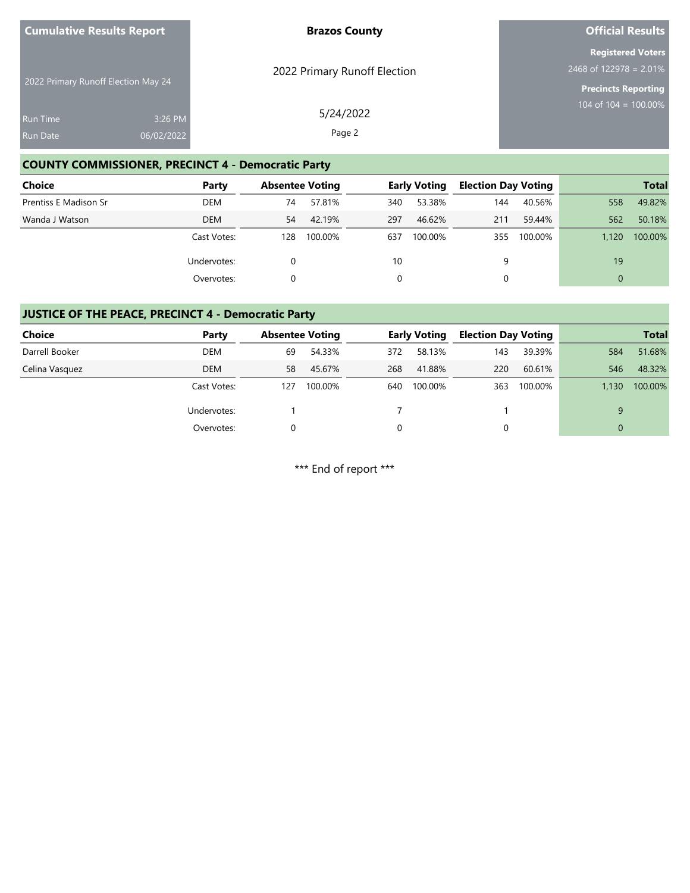## COUNTY COMMISSIONER, PRECINCT 4 - Democratic Party

| Choice | Party | Absentee Voting | | Early Voting | | Election Day Voting | | Total | |
|---|---|---|---|---|---|---|---|---|---|
| Prentiss E Madison Sr | DEM | 74 | 57.81% | 340 | 53.38% | 144 | 40.56% | 558 | 49.82% |
| Wanda J Watson | DEM | 54 | 42.19% | 297 | 46.62% | 211 | 59.44% | 562 | 50.18% |
| | Cast Votes: | 128 | 100.00% | 637 | 100.00% | 355 | 100.00% | 1,120 | 100.00% |
| | Undervotes: | 0 | | 10 | | 9 | | 19 | |
| | Overvotes: | 0 | | 0 | | 0 | | 0 | |

## JUSTICE OF THE PEACE, PRECINCT 4 - Democratic Party

| Choice | Party | Absentee Voting | | Early Voting | | Election Day Voting | | Total | |
|---|---|---|---|---|---|---|---|---|---|
| Darrell Booker | DEM | 69 | 54.33% | 372 | 58.13% | 143 | 39.39% | 584 | 51.68% |
| Celina Vasquez | DEM | 58 | 45.67% | 268 | 41.88% | 220 | 60.61% | 546 | 48.32% |
| | Cast Votes: | 127 | 100.00% | 640 | 100.00% | 363 | 100.00% | 1,130 | 100.00% |
| | Undervotes: | 1 | | 7 | | 1 | | 9 | |
| | Overvotes: | 0 | | 0 | | 0 | | 0 | |

*** End of report ***